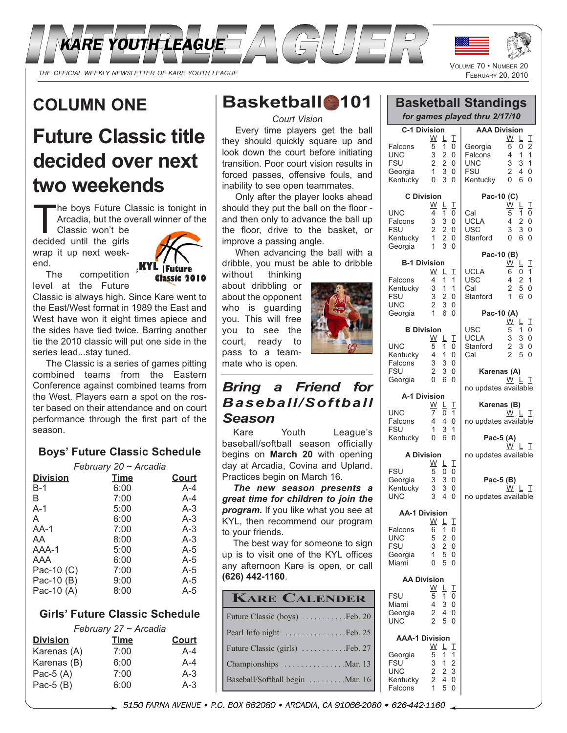# INTERLEAGUER

KARE YOUTH LEAGUE

THE OFFICIAL WEEKLY NEWSLETTER OF KARE YOUTH LEAGUE

VOLUME 70 • NUMBER 20
FEBRUARY 20, 2010

## COLUMN ONE

## Future Classic title decided over next two weekends

The boys Future Classic is tonight in Arcadia, but the overall winner of the Classic won't be decided until the girls wrap it up next weekend.

The competition level at the Future Classic is always high. Since Kare went to the East/West format in 1989 the East and West have won it eight times apiece and the sides have tied twice. Barring another tie the 2010 classic will put one side in the series lead...stay tuned.

The Classic is a series of games pitting combined teams from the Eastern Conference against combined teams from the West. Players earn a spot on the roster based on their attendance and on court performance through the first part of the season.

### Boys' Future Classic Schedule

*February 20 ~ Arcadia*

| Division | Time | Court |
|---|---|---|
| B-1 | 6:00 | A-4 |
| B | 7:00 | A-4 |
| A-1 | 5:00 | A-3 |
| A | 6:00 | A-3 |
| AA-1 | 7:00 | A-3 |
| AA | 8:00 | A-3 |
| AAA-1 | 5:00 | A-5 |
| AAA | 6:00 | A-5 |
| Pac-10 (C) | 7:00 | A-5 |
| Pac-10 (B) | 9:00 | A-5 |
| Pac-10 (A) | 8:00 | A-5 |

### Girls' Future Classic Schedule

*February 27 ~ Arcadia*

| Division | Time | Court |
|---|---|---|
| Karenas (A) | 7:00 | A-4 |
| Karenas (B) | 6:00 | A-4 |
| Pac-5 (A) | 7:00 | A-3 |
| Pac-5 (B) | 6:00 | A-3 |

## Basketball 101

*Court Vision*

Every time players get the ball they should quickly square up and look down the court before initiating transition. Poor court vision results in forced passes, offensive fouls, and inability to see open teammates.

Only after the player looks ahead should they put the ball on the floor - and then only to advance the ball up the floor, drive to the basket, or improve a passing angle.

When advancing the ball with a dribble, you must be able to dribble without thinking about dribbling or about the opponent who is guarding you. This will free you to see the court, ready to pass to a teammate who is open.

## *Bring a Friend for Baseball/Softball Season*

Kare Youth League's baseball/softball season officially begins on **March 20** with opening day at Arcadia, Covina and Upland. Practices begin on March 16.

***The new season presents a great time for children to join the program.*** If you like what you see at KYL, then recommend our program to your friends.

The best way for someone to sign up is to visit one of the KYL offices any afternoon Kare is open, or call **(626) 442-1160**.

### KARE CALENDER

| Event | Date |
|---|---|
| Future Classic (boys) | Feb. 20 |
| Pearl Info night | Feb. 25 |
| Future Classic (girls) | Feb. 27 |
| Championships | Mar. 13 |
| Baseball/Softball begin | Mar. 16 |

## Basketball Standings

*for games played thru 2/17/10*

**C-1 Division**

| Team | W | L | T |
|---|---|---|---|
| Falcons | 5 | 1 | 0 |
| UNC | 3 | 2 | 0 |
| FSU | 2 | 2 | 0 |
| Georgia | 1 | 3 | 0 |
| Kentucky | 0 | 3 | 0 |

**C Division**

| Team | W | L | T |
|---|---|---|---|
| UNC | 4 | 1 | 0 |
| Falcons | 3 | 3 | 0 |
| FSU | 2 | 2 | 0 |
| Kentucky | 1 | 2 | 0 |
| Georgia | 1 | 3 | 0 |

**B-1 Division**

| Team | W | L | T |
|---|---|---|---|
| Falcons | 4 | 1 | 1 |
| Kentucky | 3 | 1 | 1 |
| FSU | 3 | 2 | 0 |
| UNC | 2 | 3 | 0 |
| Georgia | 1 | 6 | 0 |

**B Division**

| Team | W | L | T |
|---|---|---|---|
| UNC | 5 | 1 | 0 |
| Kentucky | 4 | 1 | 0 |
| Falcons | 3 | 3 | 0 |
| FSU | 2 | 3 | 0 |
| Georgia | 0 | 6 | 0 |

**A-1 Division**

| Team | W | L | T |
|---|---|---|---|
| UNC | 7 | 0 | 1 |
| Falcons | 4 | 4 | 0 |
| FSU | 1 | 3 | 1 |
| Kentucky | 0 | 6 | 0 |

**A Division**

| Team | W | L | T |
|---|---|---|---|
| FSU | 5 | 0 | 0 |
| Georgia | 3 | 3 | 0 |
| Kentucky | 3 | 3 | 0 |
| UNC | 3 | 4 | 0 |

**AA-1 Division**

| Team | W | L | T |
|---|---|---|---|
| Falcons | 6 | 1 | 0 |
| UNC | 5 | 2 | 0 |
| FSU | 3 | 2 | 0 |
| Georgia | 1 | 5 | 0 |
| Miami | 0 | 5 | 0 |

**AA Division**

| Team | W | L | T |
|---|---|---|---|
| FSU | 5 | 1 | 0 |
| Miami | 4 | 3 | 0 |
| Georgia | 2 | 4 | 0 |
| UNC | 2 | 5 | 0 |

**AAA-1 Division**

| Team | W | L | T |
|---|---|---|---|
| Georgia | 5 | 1 | 1 |
| FSU | 3 | 1 | 2 |
| UNC | 2 | 2 | 3 |
| Kentucky | 2 | 4 | 0 |
| Falcons | 1 | 5 | 0 |

**AAA Division**

| Team | W | L | T |
|---|---|---|---|
| Georgia | 5 | 0 | 2 |
| Falcons | 4 | 1 | 1 |
| UNC | 3 | 3 | 1 |
| FSU | 2 | 4 | 0 |
| Kentucky | 0 | 6 | 0 |

**Pac-10 (C)**

| Team | W | L | T |
|---|---|---|---|
| Cal | 5 | 1 | 0 |
| UCLA | 4 | 2 | 0 |
| USC | 3 | 3 | 0 |
| Stanford | 0 | 6 | 0 |

**Pac-10 (B)**

| Team | W | L | T |
|---|---|---|---|
| UCLA | 6 | 0 | 1 |
| USC | 4 | 2 | 1 |
| Cal | 2 | 5 | 0 |
| Stanford | 1 | 6 | 0 |

**Pac-10 (A)**

| Team | W | L | T |
|---|---|---|---|
| USC | 5 | 1 | 0 |
| UCLA | 3 | 3 | 0 |
| Stanford | 2 | 3 | 0 |
| Cal | 2 | 5 | 0 |

**Karenas (A)** W L T
no updates available

**Karenas (B)** W L T
no updates available

**Pac-5 (A)** W L T
no updates available

**Pac-5 (B)** W L T
no updates available

5150 FARNA AVENUE • P.O. BOX 662080 • ARCADIA, CA 91066-2080 • 626-442-1160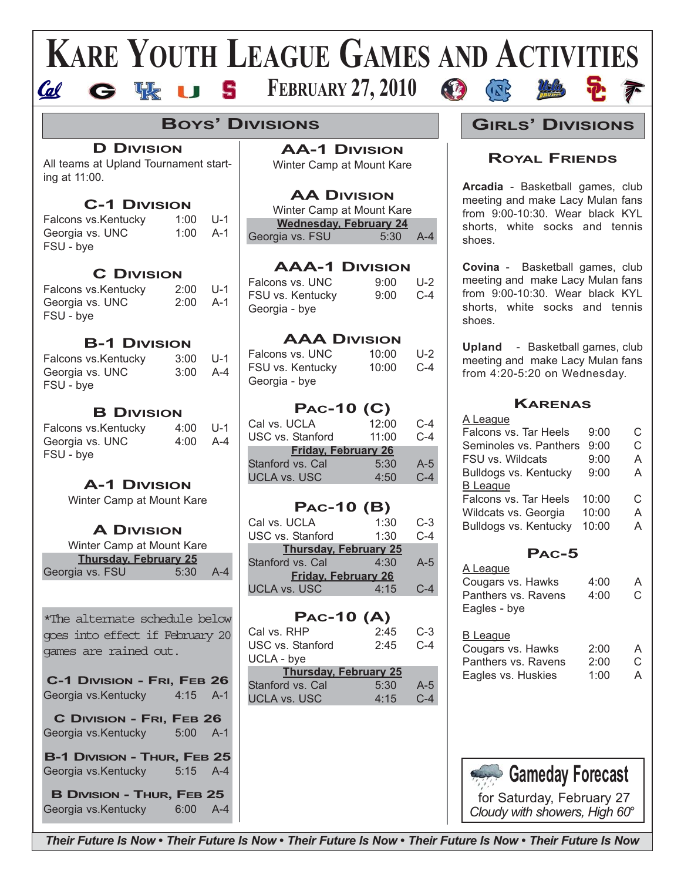# Kare Youth League Games and Activities

## February 27, 2010

## Boys' Divisions

### D Division

All teams at Upland Tournament starting at 11:00.

### C-1 Division

| | | |
|---|---|---|
| Falcons vs.Kentucky | 1:00 | U-1 |
| Georgia vs. UNC | 1:00 | A-1 |
| FSU - bye | | |

### C Division

| | | |
|---|---|---|
| Falcons vs.Kentucky | 2:00 | U-1 |
| Georgia vs. UNC | 2:00 | A-1 |
| FSU - bye | | |

### B-1 Division

| | | |
|---|---|---|
| Falcons vs.Kentucky | 3:00 | U-1 |
| Georgia vs. UNC | 3:00 | A-4 |
| FSU - bye | | |

### B Division

| | | |
|---|---|---|
| Falcons vs.Kentucky | 4:00 | U-1 |
| Georgia vs. UNC | 4:00 | A-4 |
| FSU - bye | | |

### A-1 Division

Winter Camp at Mount Kare

### A Division

Winter Camp at Mount Kare

**Thursday, February 25**

| | | |
|---|---|---|
| Georgia vs. FSU | 5:30 | A-4 |

*The alternate schedule below goes into effect if February 20 games are rained out.

### C-1 Division - Fri, Feb 26

| | | |
|---|---|---|
| Georgia vs.Kentucky | 4:15 | A-1 |

### C Division - Fri, Feb 26

| | | |
|---|---|---|
| Georgia vs.Kentucky | 5:00 | A-1 |

### B-1 Division - Thur, Feb 25

| | | |
|---|---|---|
| Georgia vs.Kentucky | 5:15 | A-4 |

### B Division - Thur, Feb 25

| | | |
|---|---|---|
| Georgia vs.Kentucky | 6:00 | A-4 |

### AA-1 Division

Winter Camp at Mount Kare

### AA Division

Winter Camp at Mount Kare

**Wednesday, February 24**

| | | |
|---|---|---|
| Georgia vs. FSU | 5:30 | A-4 |

### AAA-1 Division

| | | |
|---|---|---|
| Falcons vs. UNC | 9:00 | U-2 |
| FSU vs. Kentucky | 9:00 | C-4 |
| Georgia - bye | | |

### AAA Division

| | | |
|---|---|---|
| Falcons vs. UNC | 10:00 | U-2 |
| FSU vs. Kentucky | 10:00 | C-4 |
| Georgia - bye | | |

### Pac-10 (C)

| | | |
|---|---|---|
| Cal vs. UCLA | 12:00 | C-4 |
| USC vs. Stanford | 11:00 | C-4 |
| **Friday, February 26** | | |
| Stanford vs. Cal | 5:30 | A-5 |
| UCLA vs. USC | 4:50 | C-4 |

### Pac-10 (B)

| | | |
|---|---|---|
| Cal vs. UCLA | 1:30 | C-3 |
| USC vs. Stanford | 1:30 | C-4 |
| **Thursday, February 25** | | |
| Stanford vs. Cal | 4:30 | A-5 |
| **Friday, February 26** | | |
| UCLA vs. USC | 4:15 | C-4 |

### Pac-10 (A)

| | | |
|---|---|---|
| Cal vs. RHP | 2:45 | C-3 |
| USC vs. Stanford | 2:45 | C-4 |
| UCLA - bye | | |
| **Thursday, February 25** | | |
| Stanford vs. Cal | 5:30 | A-5 |
| UCLA vs. USC | 4:15 | C-4 |

## Girls' Divisions

### Royal Friends

**Arcadia** - Basketball games, club meeting and make Lacy Mulan fans from 9:00-10:30. Wear black KYL shorts, white socks and tennis shoes.

**Covina** - Basketball games, club meeting and make Lacy Mulan fans from 9:00-10:30. Wear black KYL shorts, white socks and tennis shoes.

**Upland** - Basketball games, club meeting and make Lacy Mulan fans from 4:20-5:20 on Wednesday.

### Karenas

| | | |
|---|---|---|
| A League | | |
| Falcons vs. Tar Heels | 9:00 | C |
| Seminoles vs. Panthers | 9:00 | C |
| FSU vs. Wildcats | 9:00 | A |
| Bulldogs vs. Kentucky | 9:00 | A |
| B League | | |
| Falcons vs. Tar Heels | 10:00 | C |
| Wildcats vs. Georgia | 10:00 | A |
| Bulldogs vs. Kentucky | 10:00 | A |

### Pac-5

| | | |
|---|---|---|
| A League | | |
| Cougars vs. Hawks | 4:00 | A |
| Panthers vs. Ravens | 4:00 | C |
| Eagles - bye | | |
| B League | | |
| Cougars vs. Hawks | 2:00 | A |
| Panthers vs. Ravens | 2:00 | C |
| Eagles vs. Huskies | 1:00 | A |

**Gameday Forecast**

for Saturday, February 27

*Cloudy with showers, High 60°*

*Their Future Is Now • Their Future Is Now • Their Future Is Now • Their Future Is Now • Their Future Is Now*